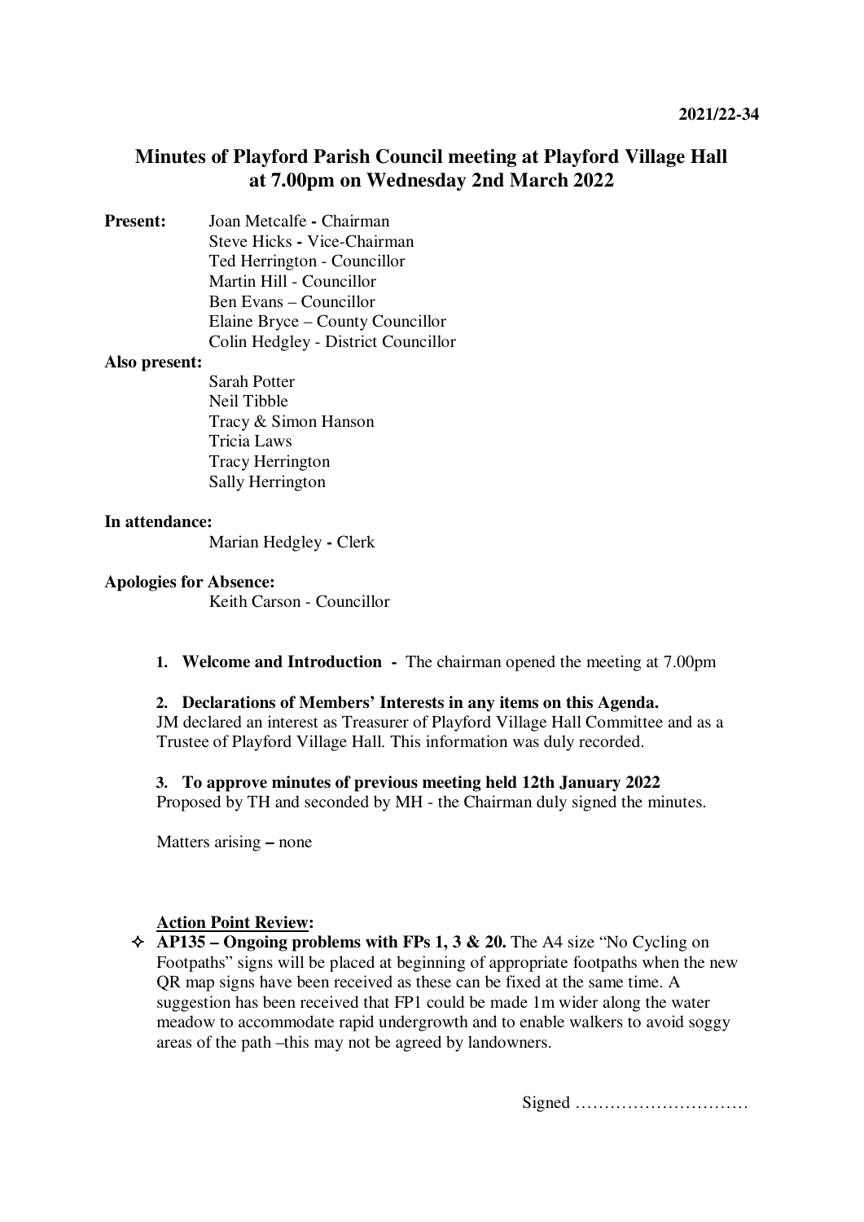2021/22-34

# Minutes of Playford Parish Council meeting at Playford Village Hall at 7.00pm on Wednesday 2nd March 2022

**Present:**
Joan Metcalfe **-** Chairman
Steve Hicks **-** Vice-Chairman
Ted Herrington - Councillor
Martin Hill - Councillor
Ben Evans – Councillor
Elaine Bryce – County Councillor
Colin Hedgley - District Councillor

**Also present:**
Sarah Potter
Neil Tibble
Tracy & Simon Hanson
Tricia Laws
Tracy Herrington
Sally Herrington

**In attendance:**
Marian Hedgley **-** Clerk

**Apologies for Absence:**
Keith Carson - Councillor

1. **Welcome and Introduction -** The chairman opened the meeting at 7.00pm

2. **Declarations of Members' Interests in any items on this Agenda.**
JM declared an interest as Treasurer of Playford Village Hall Committee and as a Trustee of Playford Village Hall. This information was duly recorded.

3. **To approve minutes of previous meeting held 12th January 2022**
Proposed by TH and seconded by MH - the Chairman duly signed the minutes.

Matters arising **–** none

**Action Point Review:**

- **AP135 – Ongoing problems with FPs 1, 3 & 20.** The A4 size "No Cycling on Footpaths" signs will be placed at beginning of appropriate footpaths when the new QR map signs have been received as these can be fixed at the same time. A suggestion has been received that FP1 could be made 1m wider along the water meadow to accommodate rapid undergrowth and to enable walkers to avoid soggy areas of the path –this may not be agreed by landowners.

Signed …………………………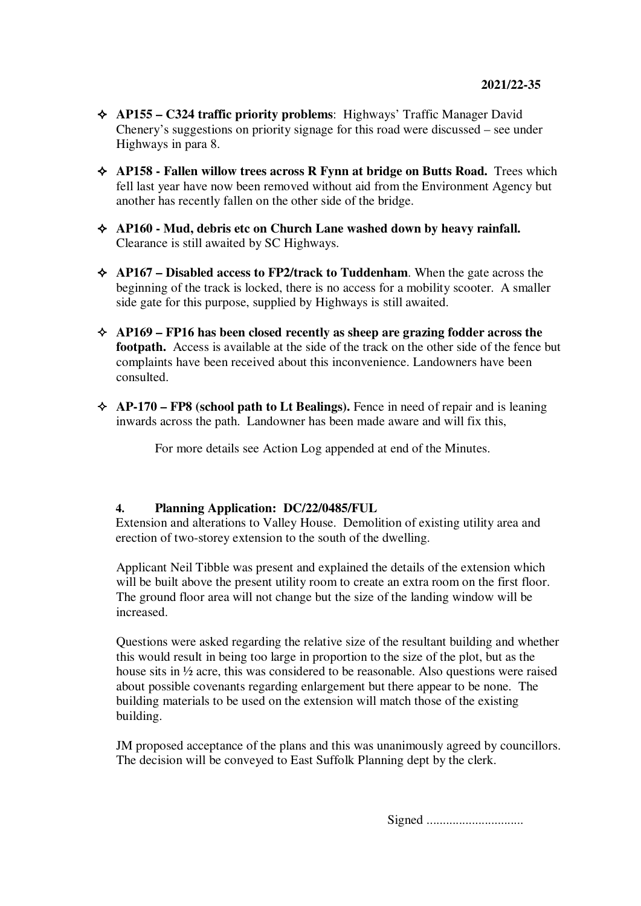- **AP155 – C324 traffic priority problems**: Highways' Traffic Manager David Chenery's suggestions on priority signage for this road were discussed – see under Highways in para 8.

- **AP158 - Fallen willow trees across R Fynn at bridge on Butts Road.** Trees which fell last year have now been removed without aid from the Environment Agency but another has recently fallen on the other side of the bridge.

- **AP160 - Mud, debris etc on Church Lane washed down by heavy rainfall.** Clearance is still awaited by SC Highways.

- **AP167 – Disabled access to FP2/track to Tuddenham**. When the gate across the beginning of the track is locked, there is no access for a mobility scooter. A smaller side gate for this purpose, supplied by Highways is still awaited.

- **AP169 – FP16 has been closed recently as sheep are grazing fodder across the footpath.** Access is available at the side of the track on the other side of the fence but complaints have been received about this inconvenience. Landowners have been consulted.

- **AP-170 – FP8 (school path to Lt Bealings).** Fence in need of repair and is leaning inwards across the path. Landowner has been made aware and will fix this,

For more details see Action Log appended at end of the Minutes.

### 4. Planning Application: DC/22/0485/FUL

Extension and alterations to Valley House. Demolition of existing utility area and erection of two-storey extension to the south of the dwelling.

Applicant Neil Tibble was present and explained the details of the extension which will be built above the present utility room to create an extra room on the first floor. The ground floor area will not change but the size of the landing window will be increased.

Questions were asked regarding the relative size of the resultant building and whether this would result in being too large in proportion to the size of the plot, but as the house sits in ½ acre, this was considered to be reasonable. Also questions were raised about possible covenants regarding enlargement but there appear to be none. The building materials to be used on the extension will match those of the existing building.

JM proposed acceptance of the plans and this was unanimously agreed by councillors. The decision will be conveyed to East Suffolk Planning dept by the clerk.

Signed .............................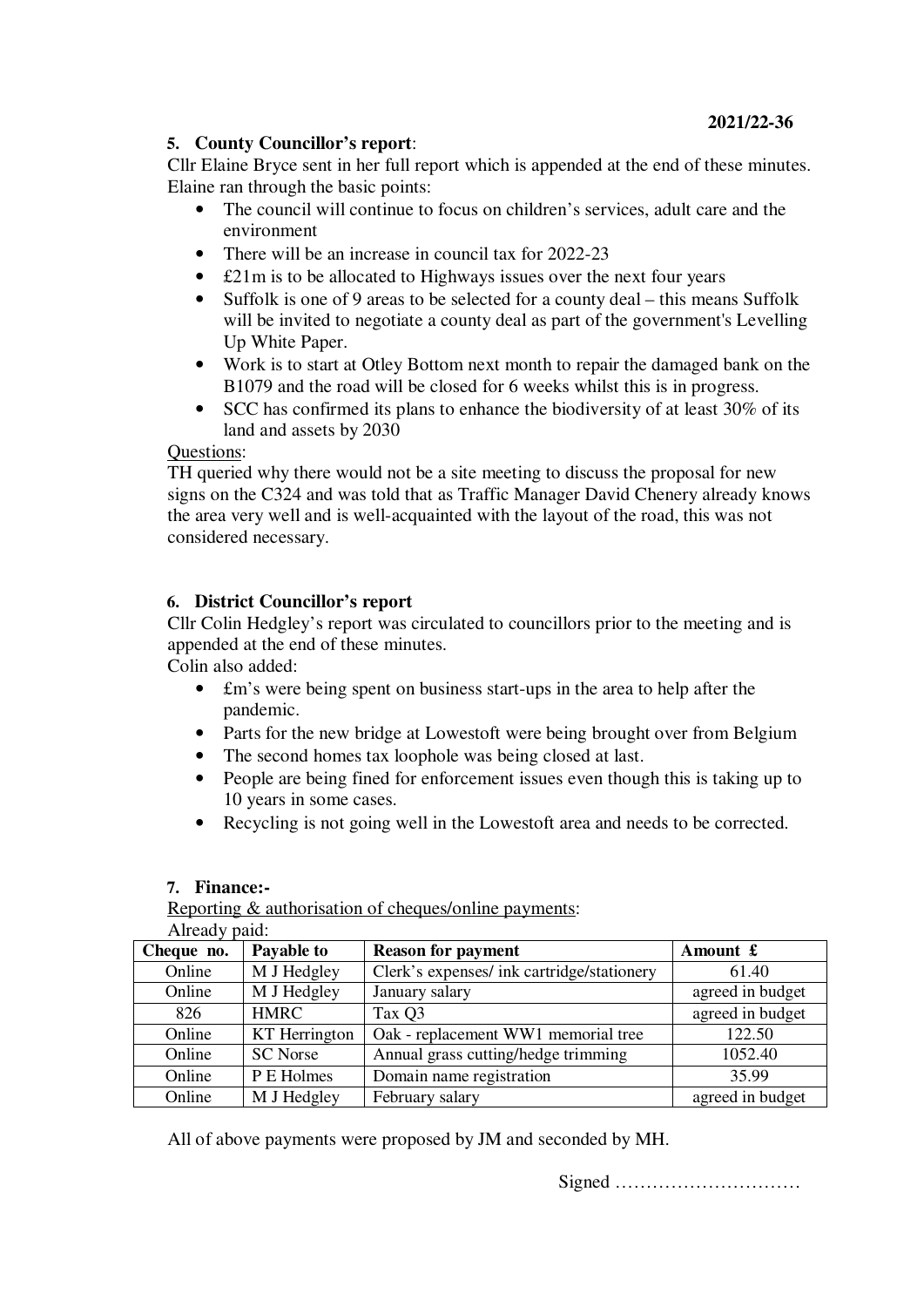2021/22-36

## 5. County Councillor's report:

Cllr Elaine Bryce sent in her full report which is appended at the end of these minutes. Elaine ran through the basic points:

- The council will continue to focus on children's services, adult care and the environment
- There will be an increase in council tax for 2022-23
- £21m is to be allocated to Highways issues over the next four years
- Suffolk is one of 9 areas to be selected for a county deal – this means Suffolk will be invited to negotiate a county deal as part of the government's Levelling Up White Paper.
- Work is to start at Otley Bottom next month to repair the damaged bank on the B1079 and the road will be closed for 6 weeks whilst this is in progress.
- SCC has confirmed its plans to enhance the biodiversity of at least 30% of its land and assets by 2030

Questions:

TH queried why there would not be a site meeting to discuss the proposal for new signs on the C324 and was told that as Traffic Manager David Chenery already knows the area very well and is well-acquainted with the layout of the road, this was not considered necessary.

## 6. District Councillor's report

Cllr Colin Hedgley's report was circulated to councillors prior to the meeting and is appended at the end of these minutes.

Colin also added:

- £m's were being spent on business start-ups in the area to help after the pandemic.
- Parts for the new bridge at Lowestoft were being brought over from Belgium
- The second homes tax loophole was being closed at last.
- People are being fined for enforcement issues even though this is taking up to 10 years in some cases.
- Recycling is not going well in the Lowestoft area and needs to be corrected.

## 7. Finance:-

Reporting & authorisation of cheques/online payments:

Already paid:

| Cheque no. | Payable to | Reason for payment | Amount £ |
|---|---|---|---|
| Online | M J Hedgley | Clerk's expenses/ ink cartridge/stationery | 61.40 |
| Online | M J Hedgley | January salary | agreed in budget |
| 826 | HMRC | Tax Q3 | agreed in budget |
| Online | KT Herrington | Oak - replacement WW1 memorial tree | 122.50 |
| Online | SC Norse | Annual grass cutting/hedge trimming | 1052.40 |
| Online | P E Holmes | Domain name registration | 35.99 |
| Online | M J Hedgley | February salary | agreed in budget |

All of above payments were proposed by JM and seconded by MH.

Signed …………………………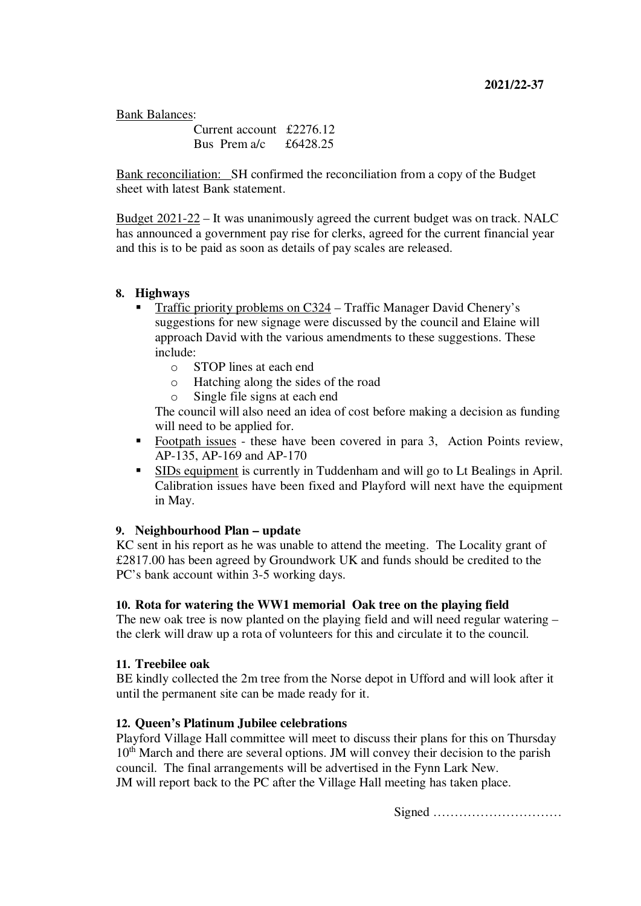**2021/22-37**

Bank Balances:

Current account £2276.12
Bus Prem a/c £6428.25

Bank reconciliation: SH confirmed the reconciliation from a copy of the Budget sheet with latest Bank statement.

Budget 2021-22 – It was unanimously agreed the current budget was on track. NALC has announced a government pay rise for clerks, agreed for the current financial year and this is to be paid as soon as details of pay scales are released.

**8. Highways**

- Traffic priority problems on C324 – Traffic Manager David Chenery's suggestions for new signage were discussed by the council and Elaine will approach David with the various amendments to these suggestions. These include:
  - STOP lines at each end
  - Hatching along the sides of the road
  - Single file signs at each end

  The council will also need an idea of cost before making a decision as funding will need to be applied for.
- Footpath issues - these have been covered in para 3, Action Points review, AP-135, AP-169 and AP-170
- SIDs equipment is currently in Tuddenham and will go to Lt Bealings in April. Calibration issues have been fixed and Playford will next have the equipment in May.

**9. Neighbourhood Plan – update**

KC sent in his report as he was unable to attend the meeting. The Locality grant of £2817.00 has been agreed by Groundwork UK and funds should be credited to the PC's bank account within 3-5 working days.

**10. Rota for watering the WW1 memorial Oak tree on the playing field**

The new oak tree is now planted on the playing field and will need regular watering – the clerk will draw up a rota of volunteers for this and circulate it to the council.

**11. Treebilee oak**

BE kindly collected the 2m tree from the Norse depot in Ufford and will look after it until the permanent site can be made ready for it.

**12. Queen's Platinum Jubilee celebrations**

Playford Village Hall committee will meet to discuss their plans for this on Thursday 10th March and there are several options. JM will convey their decision to the parish council. The final arrangements will be advertised in the Fynn Lark New.
JM will report back to the PC after the Village Hall meeting has taken place.

Signed …………………………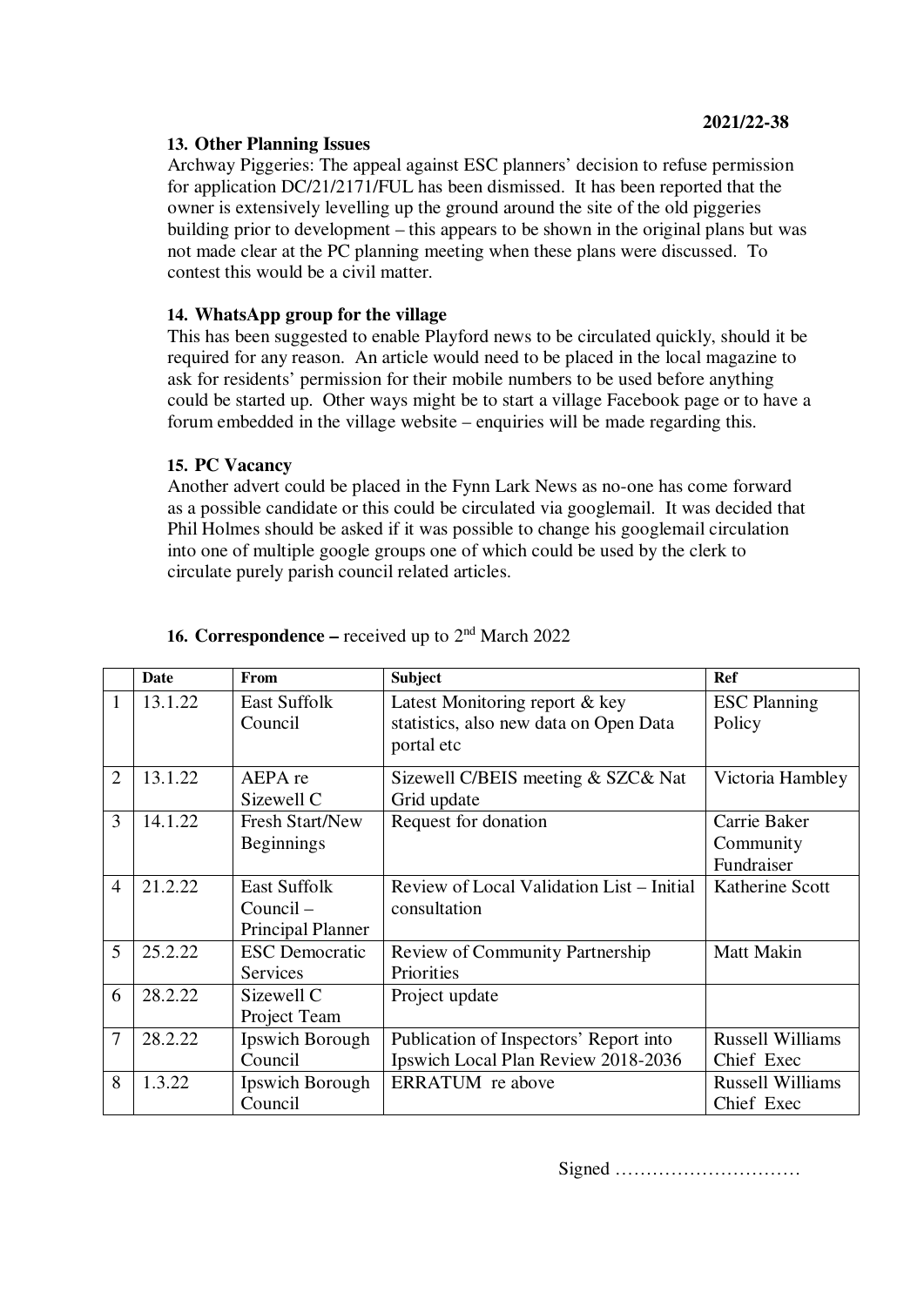2021/22-38

**13. Other Planning Issues**

Archway Piggeries: The appeal against ESC planners' decision to refuse permission for application DC/21/2171/FUL has been dismissed. It has been reported that the owner is extensively levelling up the ground around the site of the old piggeries building prior to development – this appears to be shown in the original plans but was not made clear at the PC planning meeting when these plans were discussed. To contest this would be a civil matter.

**14. WhatsApp group for the village**

This has been suggested to enable Playford news to be circulated quickly, should it be required for any reason. An article would need to be placed in the local magazine to ask for residents' permission for their mobile numbers to be used before anything could be started up. Other ways might be to start a village Facebook page or to have a forum embedded in the village website – enquiries will be made regarding this.

**15. PC Vacancy**

Another advert could be placed in the Fynn Lark News as no-one has come forward as a possible candidate or this could be circulated via googlemail. It was decided that Phil Holmes should be asked if it was possible to change his googlemail circulation into one of multiple google groups one of which could be used by the clerk to circulate purely parish council related articles.

**16. Correspondence –** received up to 2nd March 2022

| | Date | From | Subject | Ref |
|---|---|---|---|---|
| 1 | 13.1.22 | East Suffolk Council | Latest Monitoring report & key statistics, also new data on Open Data portal etc | ESC Planning Policy |
| 2 | 13.1.22 | AEPA re Sizewell C | Sizewell C/BEIS meeting & SZC& Nat Grid update | Victoria Hambley |
| 3 | 14.1.22 | Fresh Start/New Beginnings | Request for donation | Carrie Baker Community Fundraiser |
| 4 | 21.2.22 | East Suffolk Council – Principal Planner | Review of Local Validation List – Initial consultation | Katherine Scott |
| 5 | 25.2.22 | ESC Democratic Services | Review of Community Partnership Priorities | Matt Makin |
| 6 | 28.2.22 | Sizewell C Project Team | Project update | |
| 7 | 28.2.22 | Ipswich Borough Council | Publication of Inspectors' Report into Ipswich Local Plan Review 2018-2036 | Russell Williams Chief Exec |
| 8 | 1.3.22 | Ipswich Borough Council | ERRATUM re above | Russell Williams Chief Exec |

Signed …………………………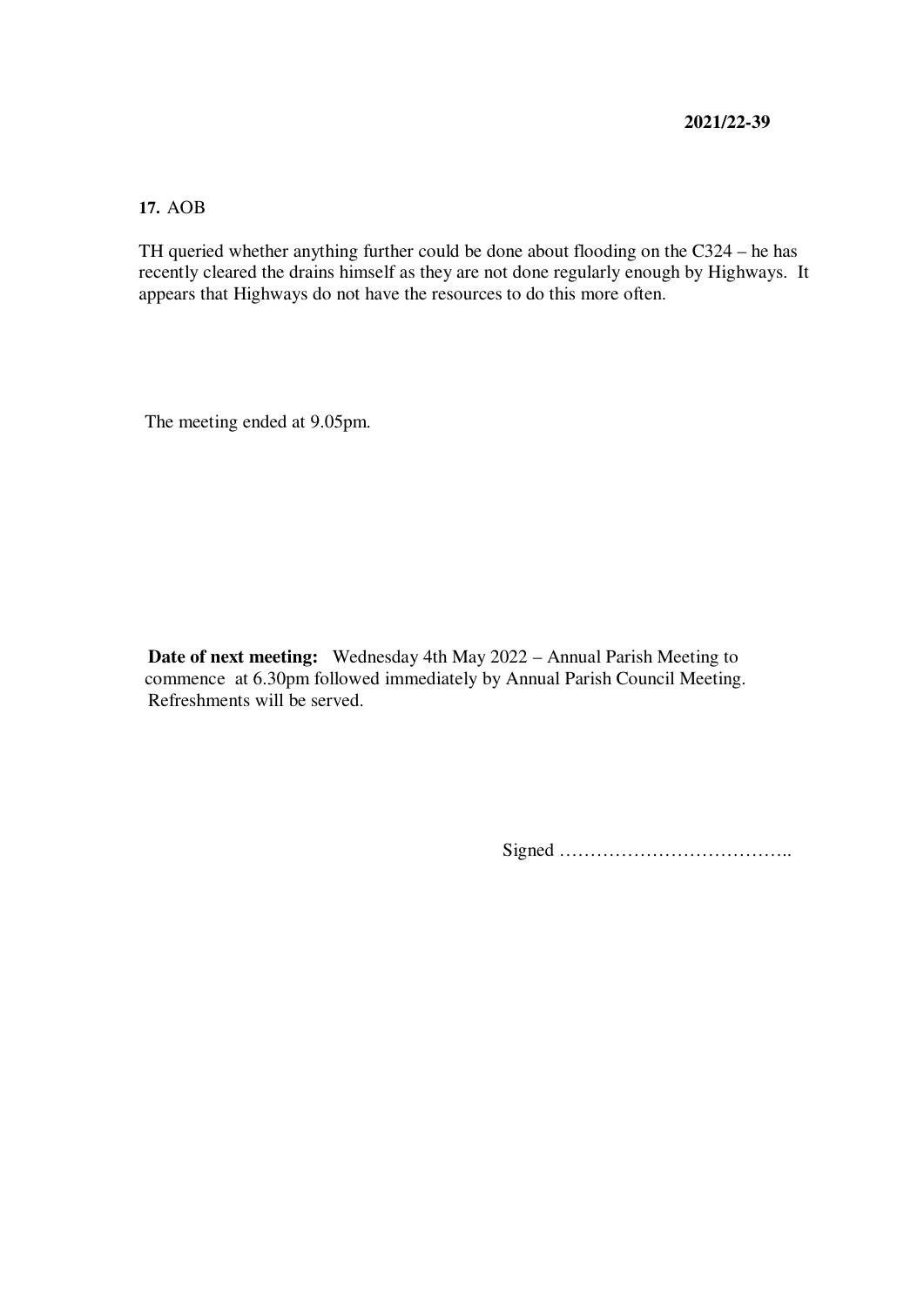2021/22-39

**17.** AOB

TH queried whether anything further could be done about flooding on the C324 – he has recently cleared the drains himself as they are not done regularly enough by Highways. It appears that Highways do not have the resources to do this more often.

The meeting ended at 9.05pm.

**Date of next meeting:** Wednesday 4th May 2022 – Annual Parish Meeting to commence at 6.30pm followed immediately by Annual Parish Council Meeting. Refreshments will be served.

Signed ………………………………..